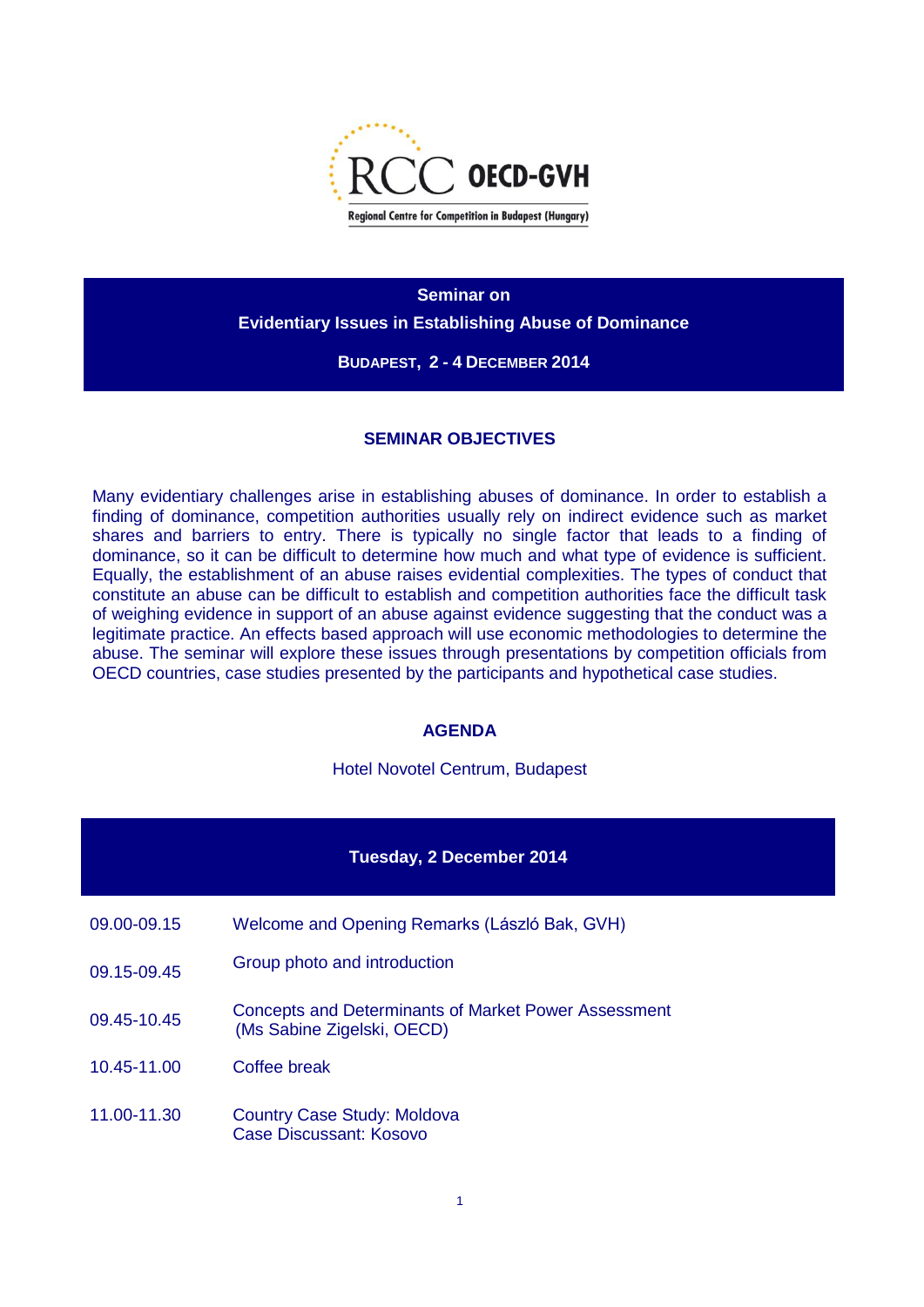RCC OECD-GVH

Regional Centre for Competition in Budapest (Hungary)

# Seminar on
# Evidentiary Issues in Establishing Abuse of Dominance

**BUDAPEST, 2 - 4 DECEMBER 2014**

## SEMINAR OBJECTIVES

Many evidentiary challenges arise in establishing abuses of dominance. In order to establish a finding of dominance, competition authorities usually rely on indirect evidence such as market shares and barriers to entry. There is typically no single factor that leads to a finding of dominance, so it can be difficult to determine how much and what type of evidence is sufficient. Equally, the establishment of an abuse raises evidential complexities. The types of conduct that constitute an abuse can be difficult to establish and competition authorities face the difficult task of weighing evidence in support of an abuse against evidence suggesting that the conduct was a legitimate practice. An effects based approach will use economic methodologies to determine the abuse. The seminar will explore these issues through presentations by competition officials from OECD countries, case studies presented by the participants and hypothetical case studies.

## AGENDA

Hotel Novotel Centrum, Budapest

### Tuesday, 2 December 2014

| | |
|---|---|
| 09.00-09.15 | Welcome and Opening Remarks (László Bak, GVH) |
| 09.15-09.45 | Group photo and introduction |
| 09.45-10.45 | Concepts and Determinants of Market Power Assessment (Ms Sabine Zigelski, OECD) |
| 10.45-11.00 | Coffee break |
| 11.00-11.30 | Country Case Study: Moldova<br>Case Discussant: Kosovo |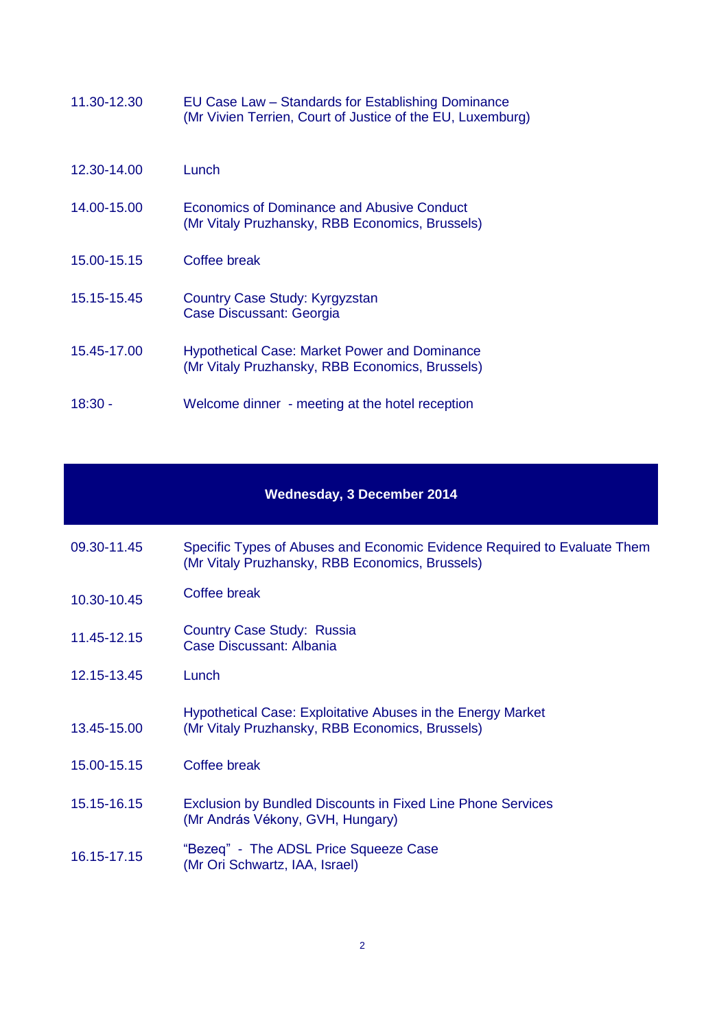| | |
|---|---|
| 11.30-12.30 | EU Case Law – Standards for Establishing Dominance<br>(Mr Vivien Terrien, Court of Justice of the EU, Luxemburg) |
| 12.30-14.00 | Lunch |
| 14.00-15.00 | Economics of Dominance and Abusive Conduct<br>(Mr Vitaly Pruzhansky, RBB Economics, Brussels) |
| 15.00-15.15 | Coffee break |
| 15.15-15.45 | Country Case Study: Kyrgyzstan<br>Case Discussant: Georgia |
| 15.45-17.00 | Hypothetical Case: Market Power and Dominance<br>(Mr Vitaly Pruzhansky, RBB Economics, Brussels) |
| 18:30 - | Welcome dinner - meeting at the hotel reception |

## Wednesday, 3 December 2014

| | |
|---|---|
| 09.30-11.45 | Specific Types of Abuses and Economic Evidence Required to Evaluate Them<br>(Mr Vitaly Pruzhansky, RBB Economics, Brussels) |
| 10.30-10.45 | Coffee break |
| 11.45-12.15 | Country Case Study: Russia<br>Case Discussant: Albania |
| 12.15-13.45 | Lunch |
| 13.45-15.00 | Hypothetical Case: Exploitative Abuses in the Energy Market<br>(Mr Vitaly Pruzhansky, RBB Economics, Brussels) |
| 15.00-15.15 | Coffee break |
| 15.15-16.15 | Exclusion by Bundled Discounts in Fixed Line Phone Services<br>(Mr András Vékony, GVH, Hungary) |
| 16.15-17.15 | "Bezeq" - The ADSL Price Squeeze Case<br>(Mr Ori Schwartz, IAA, Israel) |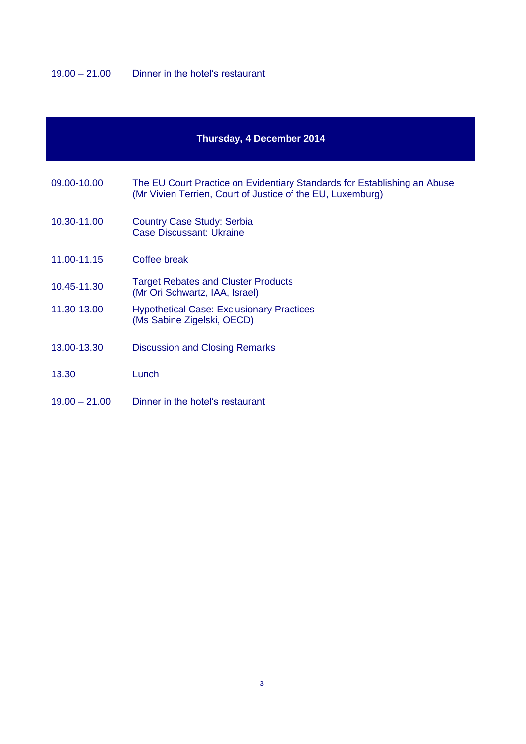| | |
|---|---|
| 19.00 – 21.00 | Dinner in the hotel's restaurant |

## Thursday, 4 December 2014

| | |
|---|---|
| 09.00-10.00 | The EU Court Practice on Evidentiary Standards for Establishing an Abuse (Mr Vivien Terrien, Court of Justice of the EU, Luxemburg) |
| 10.30-11.00 | Country Case Study: Serbia<br>Case Discussant: Ukraine |
| 11.00-11.15 | Coffee break |
| 10.45-11.30 | Target Rebates and Cluster Products (Mr Ori Schwartz, IAA, Israel) |
| 11.30-13.00 | Hypothetical Case: Exclusionary Practices (Ms Sabine Zigelski, OECD) |
| 13.00-13.30 | Discussion and Closing Remarks |
| 13.30 | Lunch |
| 19.00 – 21.00 | Dinner in the hotel's restaurant |